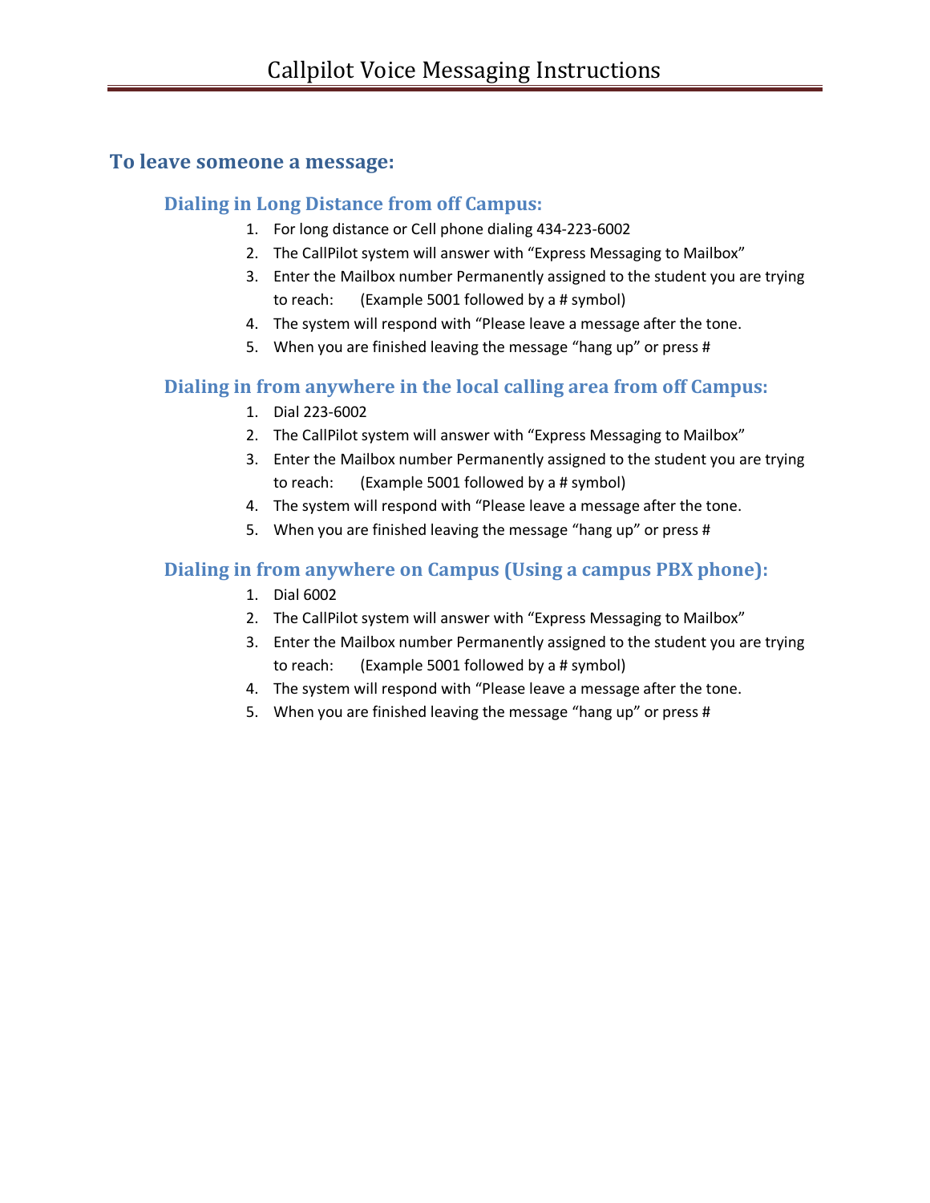# Callpilot Voice Messaging Instructions

## To leave someone a message:

### Dialing in Long Distance from off Campus:

1. For long distance or Cell phone dialing 434-223-6002
2. The CallPilot system will answer with "Express Messaging to Mailbox"
3. Enter the Mailbox number Permanently assigned to the student you are trying to reach: (Example 5001 followed by a # symbol)
4. The system will respond with "Please leave a message after the tone.
5. When you are finished leaving the message "hang up" or press #

### Dialing in from anywhere in the local calling area from off Campus:

1. Dial 223-6002
2. The CallPilot system will answer with "Express Messaging to Mailbox"
3. Enter the Mailbox number Permanently assigned to the student you are trying to reach: (Example 5001 followed by a # symbol)
4. The system will respond with "Please leave a message after the tone.
5. When you are finished leaving the message "hang up" or press #

### Dialing in from anywhere on Campus (Using a campus PBX phone):

1. Dial 6002
2. The CallPilot system will answer with "Express Messaging to Mailbox"
3. Enter the Mailbox number Permanently assigned to the student you are trying to reach: (Example 5001 followed by a # symbol)
4. The system will respond with "Please leave a message after the tone.
5. When you are finished leaving the message "hang up" or press #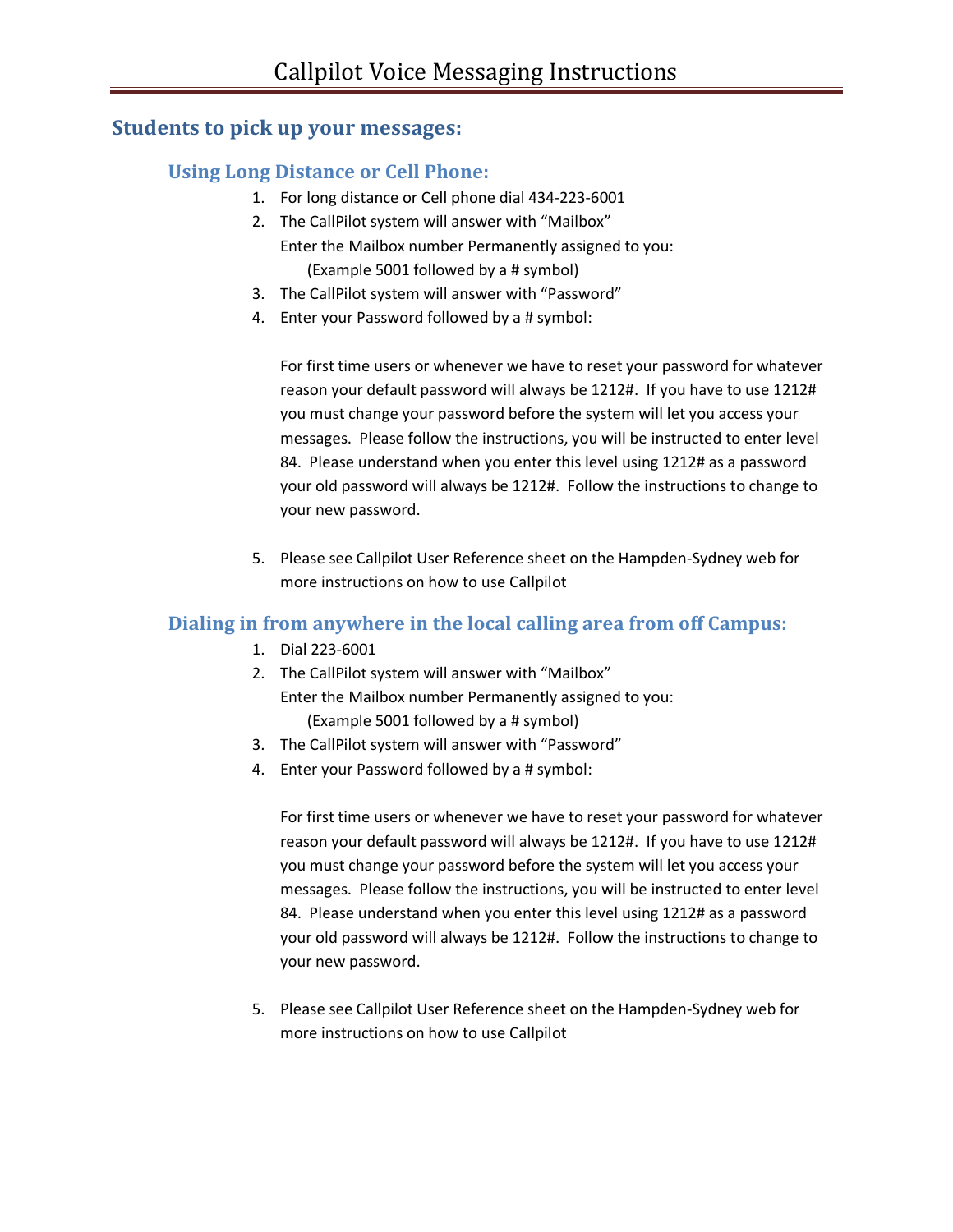# Callpilot Voice Messaging Instructions

## Students to pick up your messages:

### Using Long Distance or Cell Phone:

1. For long distance or Cell phone dial 434-223-6001
2. The CallPilot system will answer with "Mailbox"
   Enter the Mailbox number Permanently assigned to you:
   (Example 5001 followed by a # symbol)
3. The CallPilot system will answer with "Password"
4. Enter your Password followed by a # symbol:

   For first time users or whenever we have to reset your password for whatever reason your default password will always be 1212#. If you have to use 1212# you must change your password before the system will let you access your messages. Please follow the instructions, you will be instructed to enter level 84. Please understand when you enter this level using 1212# as a password your old password will always be 1212#. Follow the instructions to change to your new password.

5. Please see Callpilot User Reference sheet on the Hampden-Sydney web for more instructions on how to use Callpilot

### Dialing in from anywhere in the local calling area from off Campus:

1. Dial 223-6001
2. The CallPilot system will answer with "Mailbox"
   Enter the Mailbox number Permanently assigned to you:
   (Example 5001 followed by a # symbol)
3. The CallPilot system will answer with "Password"
4. Enter your Password followed by a # symbol:

   For first time users or whenever we have to reset your password for whatever reason your default password will always be 1212#. If you have to use 1212# you must change your password before the system will let you access your messages. Please follow the instructions, you will be instructed to enter level 84. Please understand when you enter this level using 1212# as a password your old password will always be 1212#. Follow the instructions to change to your new password.

5. Please see Callpilot User Reference sheet on the Hampden-Sydney web for more instructions on how to use Callpilot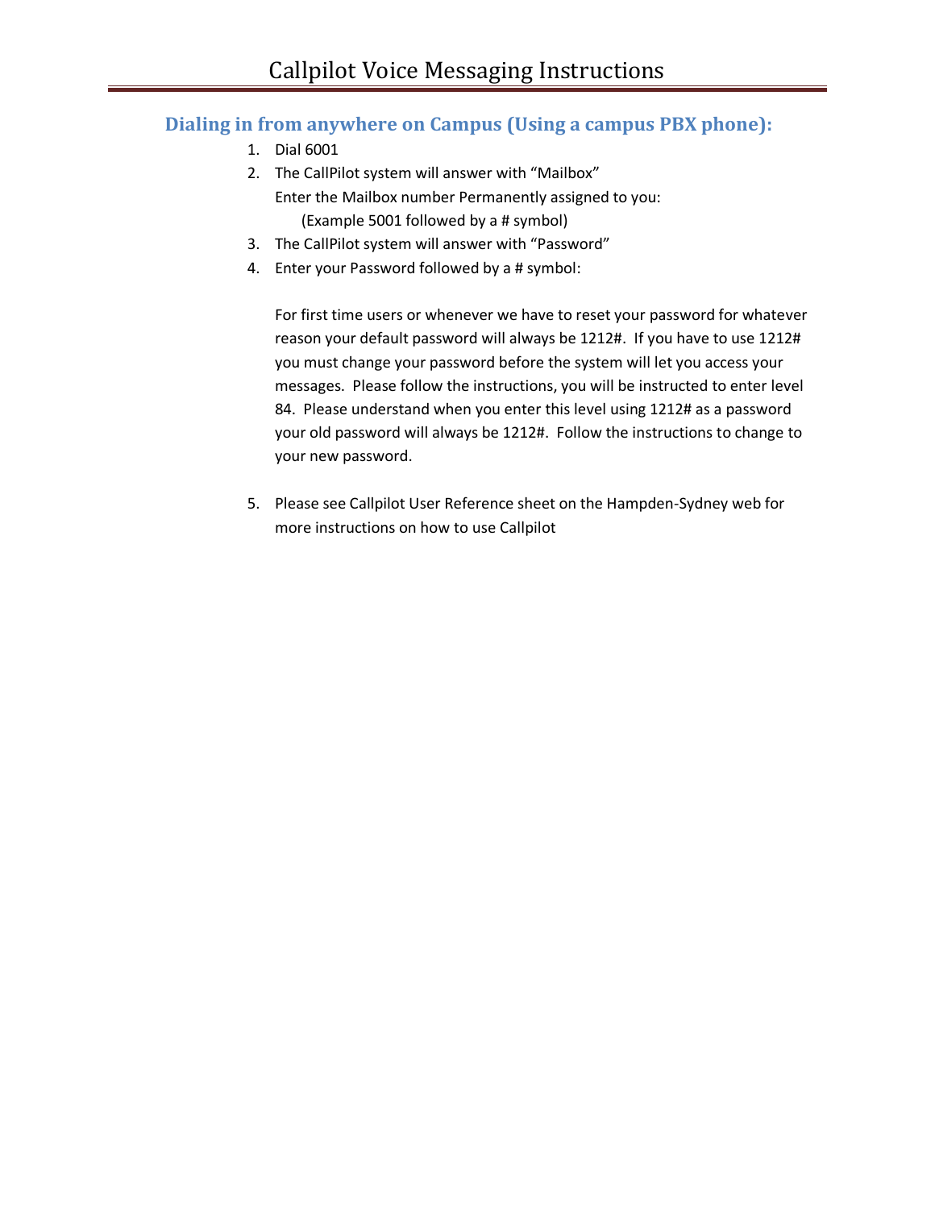# Callpilot Voice Messaging Instructions

## Dialing in from anywhere on Campus (Using a campus PBX phone):

1. Dial 6001
2. The CallPilot system will answer with “Mailbox”
   Enter the Mailbox number Permanently assigned to you:
   (Example 5001 followed by a # symbol)
3. The CallPilot system will answer with “Password”
4. Enter your Password followed by a # symbol:

   For first time users or whenever we have to reset your password for whatever reason your default password will always be 1212#. If you have to use 1212# you must change your password before the system will let you access your messages. Please follow the instructions, you will be instructed to enter level 84. Please understand when you enter this level using 1212# as a password your old password will always be 1212#. Follow the instructions to change to your new password.

5. Please see Callpilot User Reference sheet on the Hampden-Sydney web for more instructions on how to use Callpilot